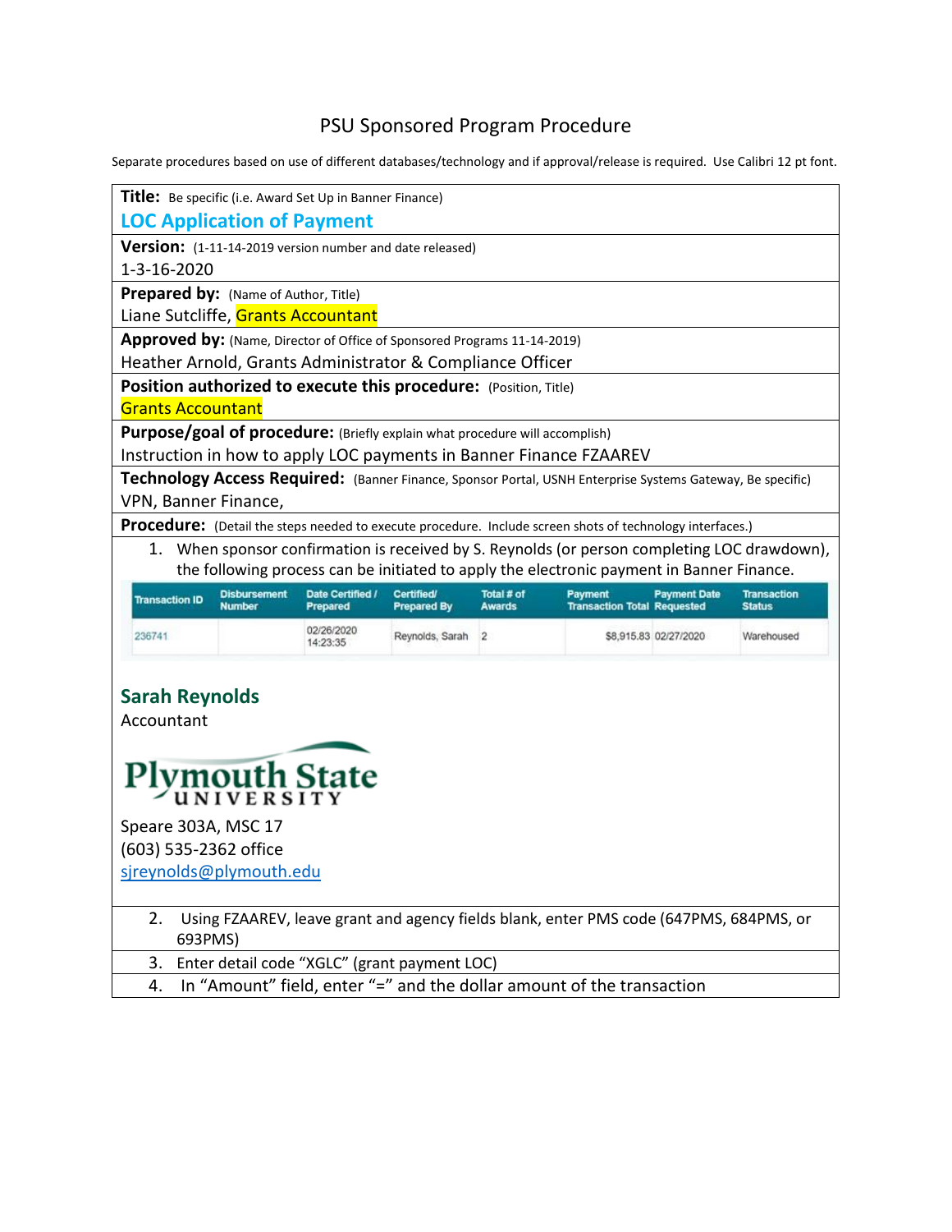# PSU Sponsored Program Procedure

Separate procedures based on use of different databases/technology and if approval/release is required. Use Calibri 12 pt font.

**Title:** Be specific (i.e. Award Set Up in Banner Finance)

**LOC Application of Payment**

**Version:** (1-11-14-2019 version number and date released)

1-3-16-2020

**Prepared by:** (Name of Author, Title)

Liane Sutcliffe, Grants Accountant

**Approved by:** (Name, Director of Office of Sponsored Programs 11-14-2019)

Heather Arnold, Grants Administrator & Compliance Officer

**Position authorized to execute this procedure:** (Position, Title)

Grants Accountant

**Purpose/goal of procedure:** (Briefly explain what procedure will accomplish)

Instruction in how to apply LOC payments in Banner Finance FZAAREV

**Technology Access Required:** (Banner Finance, Sponsor Portal, USNH Enterprise Systems Gateway, Be specific)

VPN, Banner Finance,

**Procedure:** (Detail the steps needed to execute procedure. Include screen shots of technology interfaces.)

1. When sponsor confirmation is received by S. Reynolds (or person completing LOC drawdown), the following process can be initiated to apply the electronic payment in Banner Finance.

| Transaction ID | Disbursement Number | Date Certified / Prepared | Certified/ Prepared By | Total # of Awards | Payment Transaction Total | Payment Date Requested | Transaction Status |
|---|---|---|---|---|---|---|---|
| 236741 | | 02/26/2020 14:23:35 | Reynolds, Sarah | 2 | $8,915.83 | 02/27/2020 | Warehoused |

**Sarah Reynolds**
Accountant

Plymouth State UNIVERSITY

Speare 303A, MSC 17
(603) 535-2362 office
sjreynolds@plymouth.edu

2. Using FZAAREV, leave grant and agency fields blank, enter PMS code (647PMS, 684PMS, or 693PMS)
3. Enter detail code "XGLC" (grant payment LOC)
4. In "Amount" field, enter "=" and the dollar amount of the transaction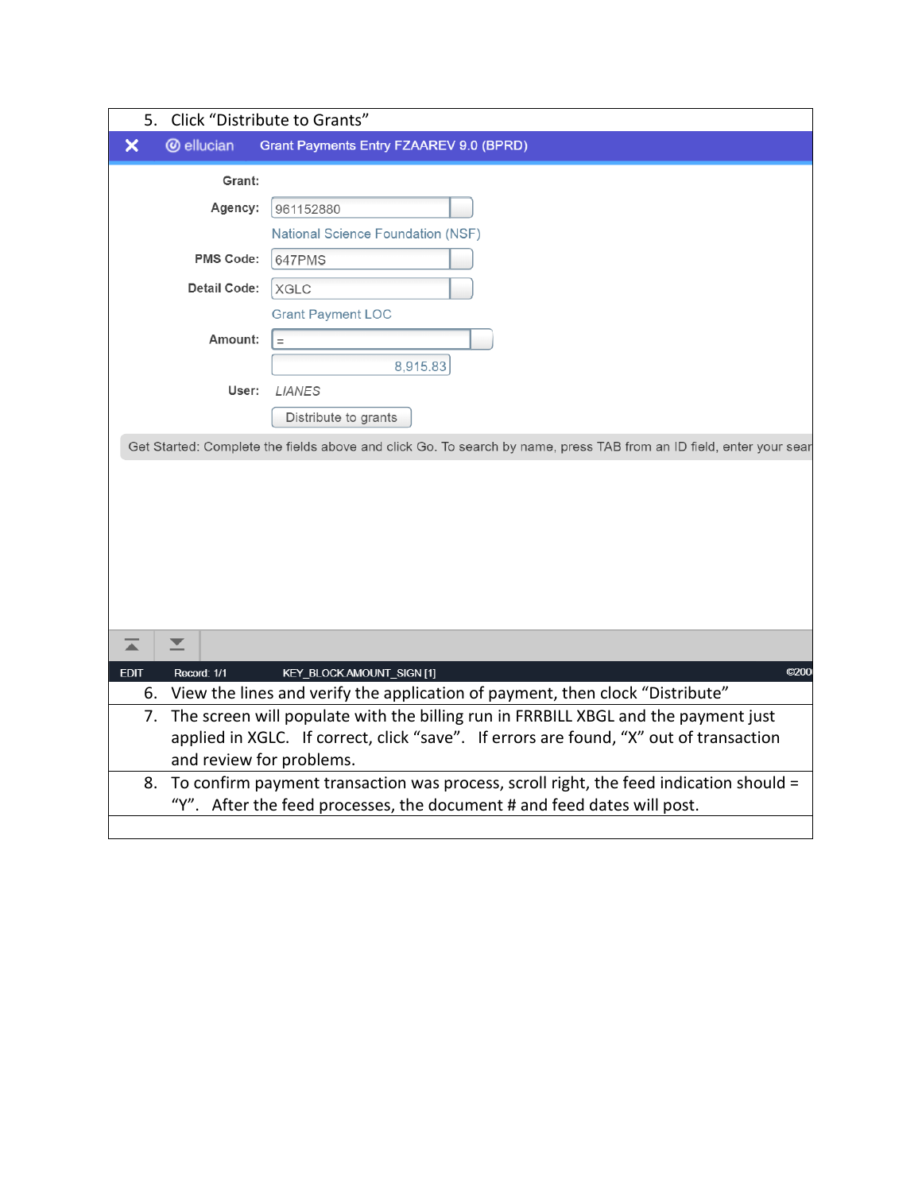5. Click "Distribute to Grants"

ellucian Grant Payments Entry FZAAREV 9.0 (BPRD)

**Grant:**

**Agency:** 961152880

National Science Foundation (NSF)

**PMS Code:** 647PMS

**Detail Code:** XGLC

Grant Payment LOC

**Amount:** =

8,915.83

**User:** *LIANES*

Distribute to grants

Get Started: Complete the fields above and click Go. To search by name, press TAB from an ID field, enter your sear

EDIT Record: 1/1 KEY_BLOCK.AMOUNT_SIGN [1] ©200

6. View the lines and verify the application of payment, then clock "Distribute"
7. The screen will populate with the billing run in FRRBILL XBGL and the payment just applied in XGLC. If correct, click "save". If errors are found, "X" out of transaction and review for problems.
8. To confirm payment transaction was process, scroll right, the feed indication should = "Y". After the feed processes, the document # and feed dates will post.